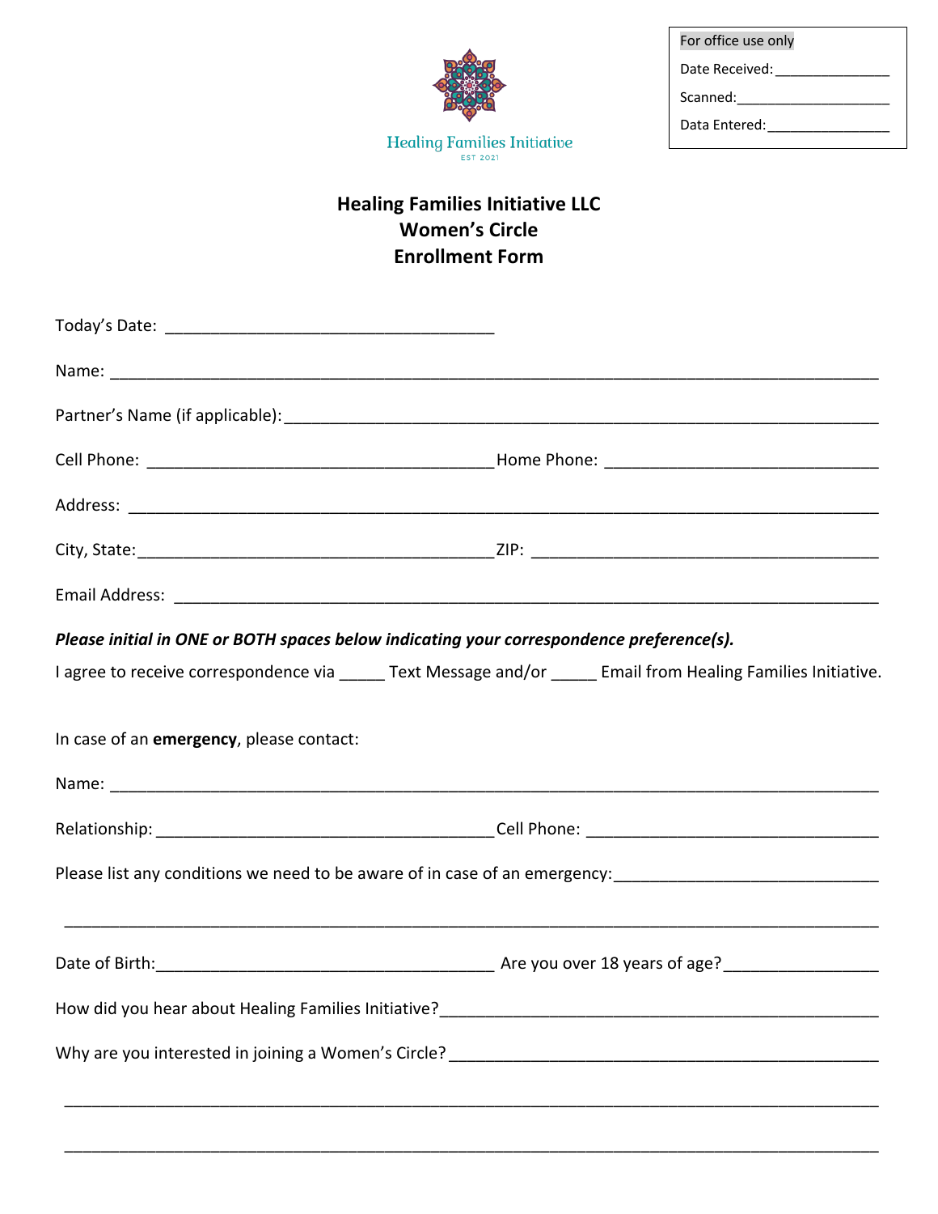For office use only

Date Received: _______________

Scanned: ____________________

Data Entered: ________________

Healing Families Initiative
EST 2021

# Healing Families Initiative LLC
# Women's Circle
# Enrollment Form

Today's Date: ___________________________________

Name: ______________________________________________________________________________

Partner's Name (if applicable): ________________________________________________________________

Cell Phone: ______________________________ Home Phone: ______________________________

Address: ____________________________________________________________________________

City, State: ______________________________ ZIP: ______________________________

Email Address: _______________________________________________________________________

***Please initial in ONE or BOTH spaces below indicating your correspondence preference(s).***

I agree to receive correspondence via _____ Text Message and/or _____ Email from Healing Families Initiative.

In case of an **emergency**, please contact:

Name: ______________________________________________________________________________

Relationship: ______________________________ Cell Phone: ______________________________

Please list any conditions we need to be aware of in case of an emergency: ____________________________

_____________________________________________________________________________________

Date of Birth: ______________________________ Are you over 18 years of age? _______________

How did you hear about Healing Families Initiative? __________________________________________

Why are you interested in joining a Women's Circle? __________________________________________

_____________________________________________________________________________________

_____________________________________________________________________________________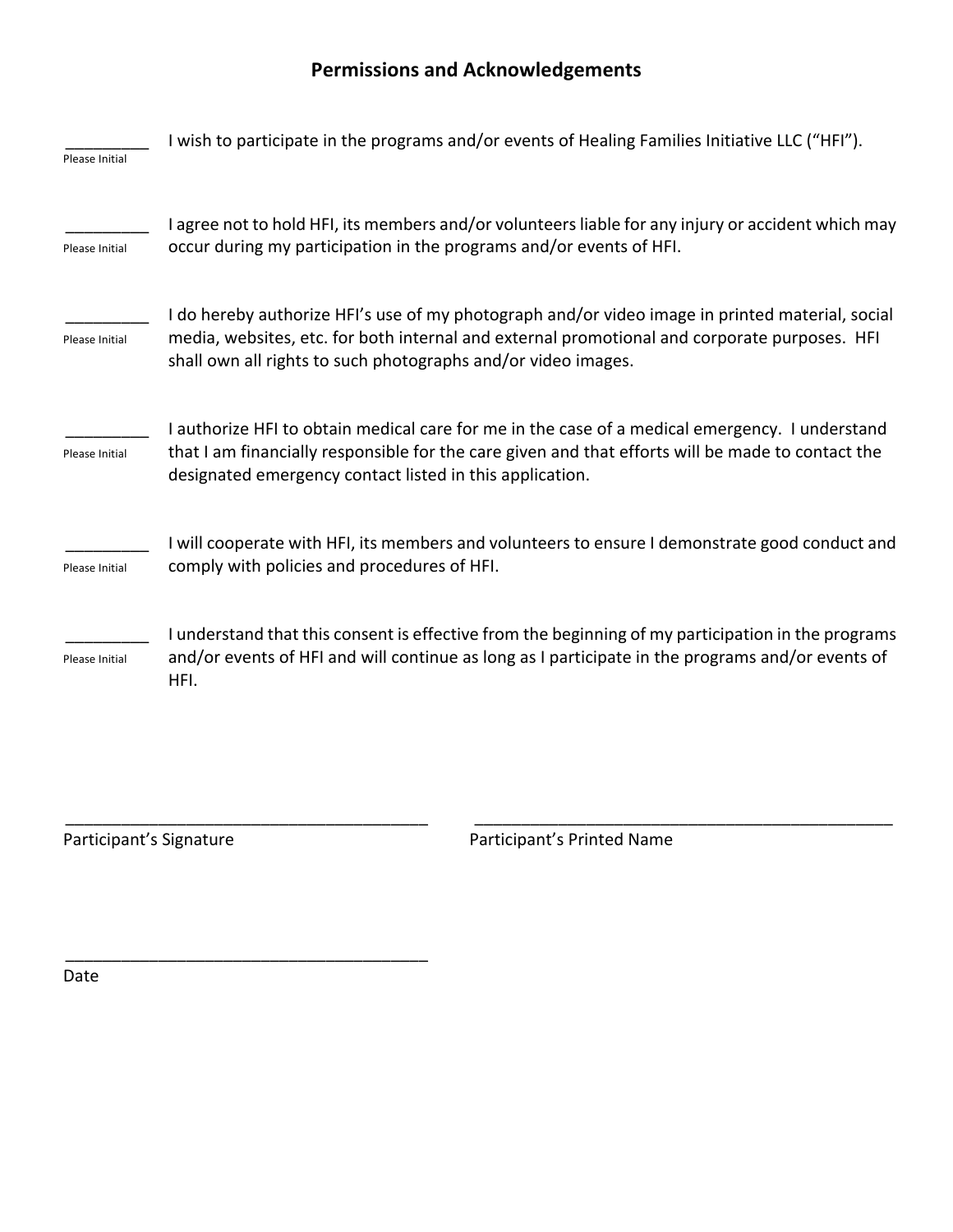## Permissions and Acknowledgements

_________ I wish to participate in the programs and/or events of Healing Families Initiative LLC ("HFI").
Please Initial

_________ I agree not to hold HFI, its members and/or volunteers liable for any injury or accident which may occur during my participation in the programs and/or events of HFI.
Please Initial

_________ I do hereby authorize HFI's use of my photograph and/or video image in printed material, social media, websites, etc. for both internal and external promotional and corporate purposes. HFI shall own all rights to such photographs and/or video images.
Please Initial

_________ I authorize HFI to obtain medical care for me in the case of a medical emergency. I understand that I am financially responsible for the care given and that efforts will be made to contact the designated emergency contact listed in this application.
Please Initial

_________ I will cooperate with HFI, its members and volunteers to ensure I demonstrate good conduct and comply with policies and procedures of HFI.
Please Initial

_________ I understand that this consent is effective from the beginning of my participation in the programs and/or events of HFI and will continue as long as I participate in the programs and/or events of HFI.
Please Initial

_______________________________________ _______________________________________

Participant's Signature Participant's Printed Name

_______________________________________

Date